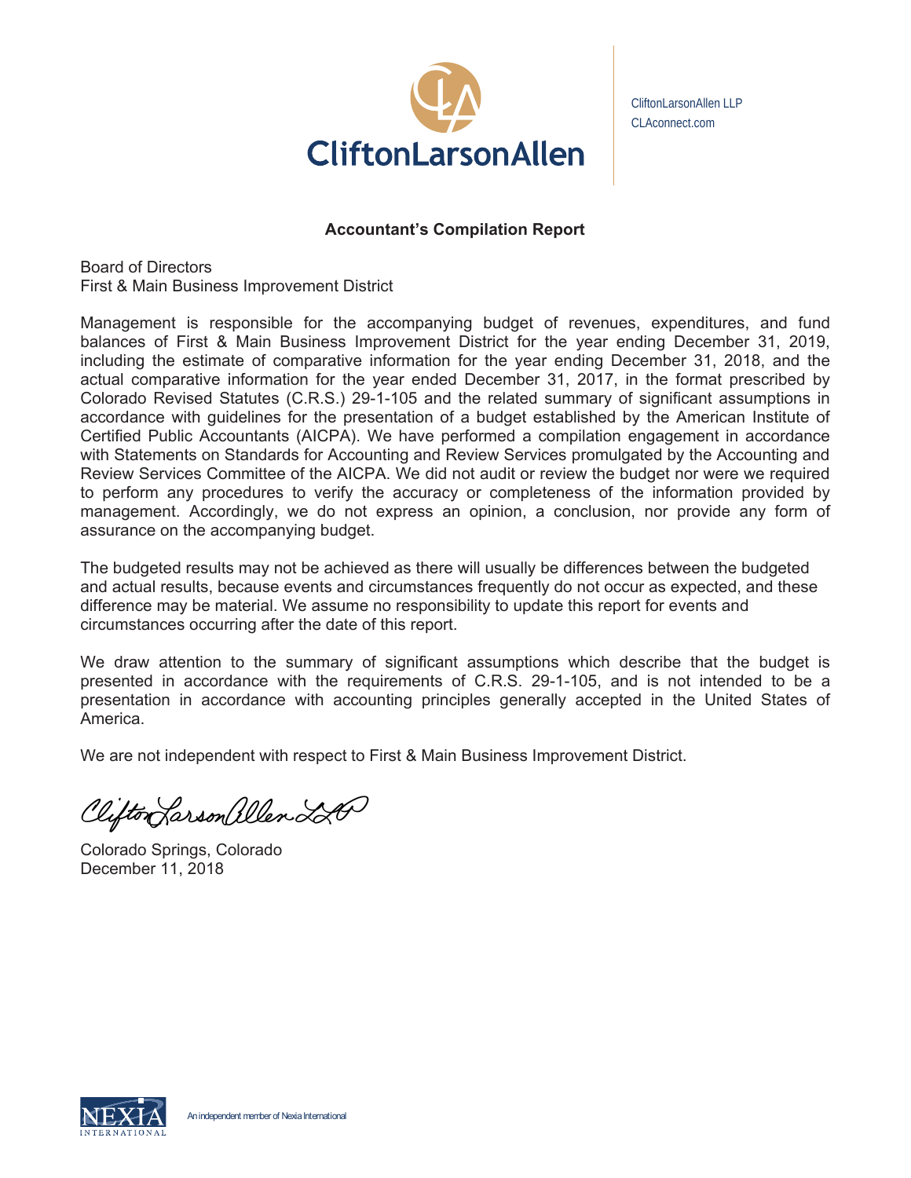CliftonLarsonAllen

CliftonLarsonAllen LLP
CLAconnect.com

**Accountant's Compilation Report**

Board of Directors
First & Main Business Improvement District

Management is responsible for the accompanying budget of revenues, expenditures, and fund balances of First & Main Business Improvement District for the year ending December 31, 2019, including the estimate of comparative information for the year ending December 31, 2018, and the actual comparative information for the year ended December 31, 2017, in the format prescribed by Colorado Revised Statutes (C.R.S.) 29-1-105 and the related summary of significant assumptions in accordance with guidelines for the presentation of a budget established by the American Institute of Certified Public Accountants (AICPA). We have performed a compilation engagement in accordance with Statements on Standards for Accounting and Review Services promulgated by the Accounting and Review Services Committee of the AICPA. We did not audit or review the budget nor were we required to perform any procedures to verify the accuracy or completeness of the information provided by management. Accordingly, we do not express an opinion, a conclusion, nor provide any form of assurance on the accompanying budget.

The budgeted results may not be achieved as there will usually be differences between the budgeted and actual results, because events and circumstances frequently do not occur as expected, and these difference may be material. We assume no responsibility to update this report for events and circumstances occurring after the date of this report.

We draw attention to the summary of significant assumptions which describe that the budget is presented in accordance with the requirements of C.R.S. 29-1-105, and is not intended to be a presentation in accordance with accounting principles generally accepted in the United States of America.

We are not independent with respect to First & Main Business Improvement District.

CliftonLarsonAllen LLP

Colorado Springs, Colorado
December 11, 2018

An independent member of Nexia International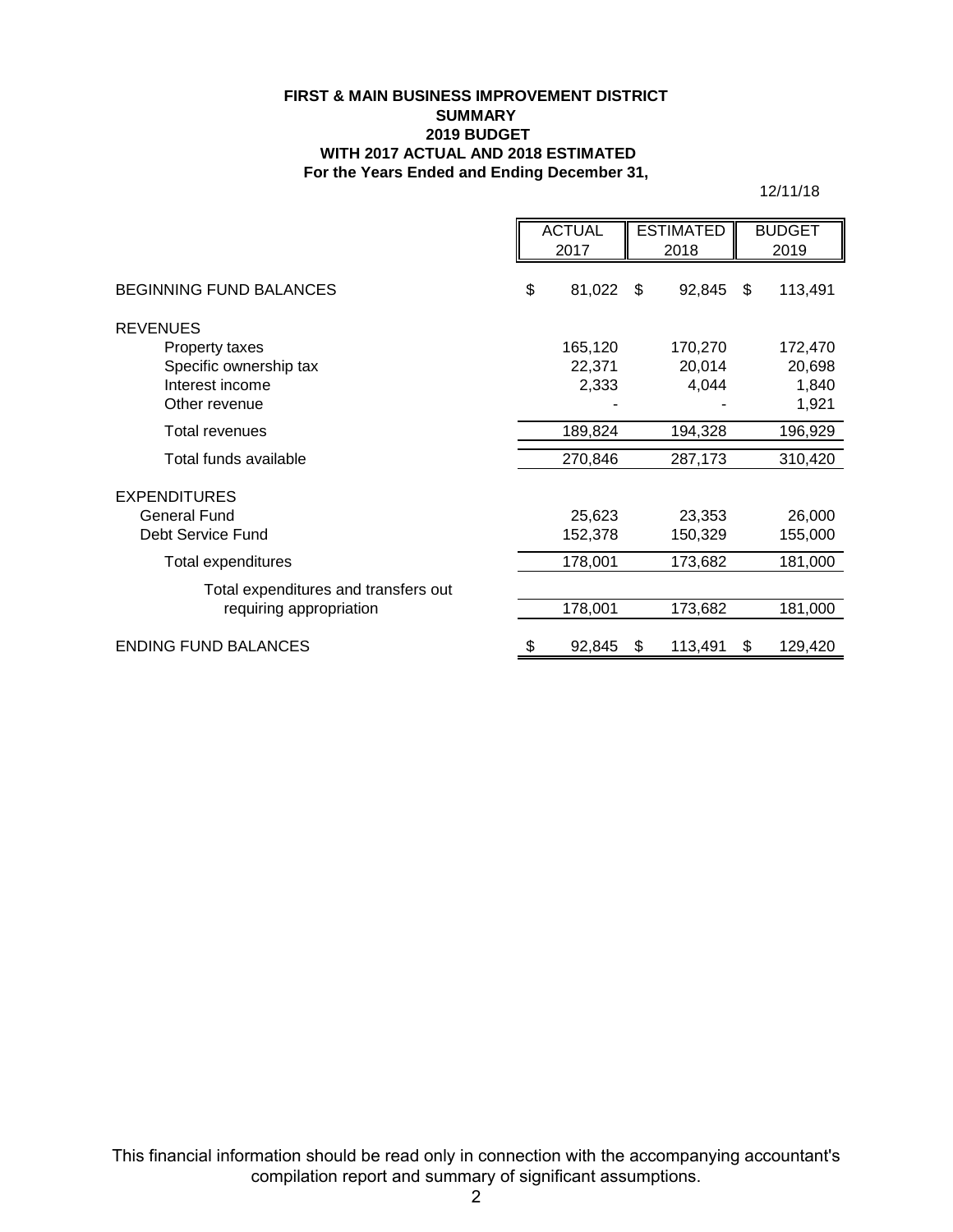**FIRST & MAIN BUSINESS IMPROVEMENT DISTRICT**
**SUMMARY**
**2019 BUDGET**
**WITH 2017 ACTUAL AND 2018 ESTIMATED**
**For the Years Ended and Ending December 31,**

12/11/18

| | ACTUAL 2017 | ESTIMATED 2018 | BUDGET 2019 |
|---|---|---|---|
| BEGINNING FUND BALANCES | $ 81,022 | $ 92,845 | $ 113,491 |
| REVENUES | | | |
| Property taxes | 165,120 | 170,270 | 172,470 |
| Specific ownership tax | 22,371 | 20,014 | 20,698 |
| Interest income | 2,333 | 4,044 | 1,840 |
| Other revenue | - | - | 1,921 |
| Total revenues | 189,824 | 194,328 | 196,929 |
| Total funds available | 270,846 | 287,173 | 310,420 |
| EXPENDITURES | | | |
| General Fund | 25,623 | 23,353 | 26,000 |
| Debt Service Fund | 152,378 | 150,329 | 155,000 |
| Total expenditures | 178,001 | 173,682 | 181,000 |
| Total expenditures and transfers out requiring appropriation | 178,001 | 173,682 | 181,000 |
| ENDING FUND BALANCES | $ 92,845 | $ 113,491 | $ 129,420 |

This financial information should be read only in connection with the accompanying accountant's compilation report and summary of significant assumptions.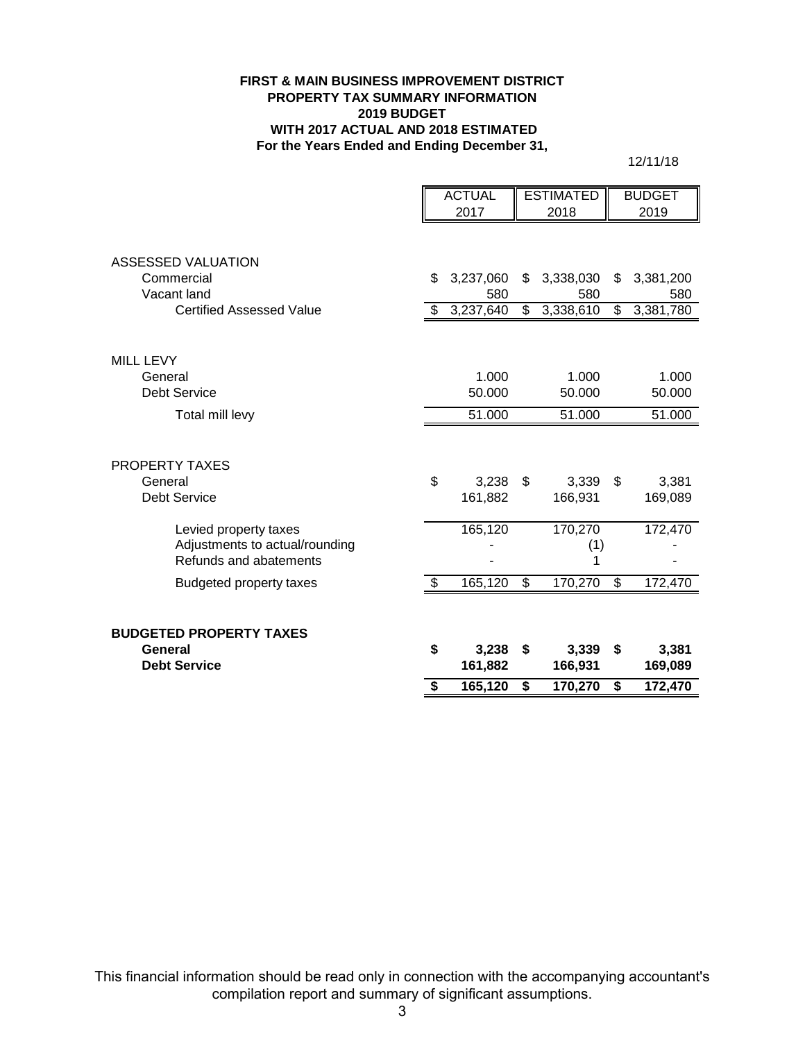**FIRST & MAIN BUSINESS IMPROVEMENT DISTRICT**
**PROPERTY TAX SUMMARY INFORMATION**
**2019 BUDGET**
**WITH 2017 ACTUAL AND 2018 ESTIMATED**
**For the Years Ended and Ending December 31,**

12/11/18

| | ACTUAL 2017 | ESTIMATED 2018 | BUDGET 2019 |
|---|---|---|---|
| ASSESSED VALUATION | | | |
| Commercial | $ 3,237,060 | $ 3,338,030 | $ 3,381,200 |
| Vacant land | 580 | 580 | 580 |
| Certified Assessed Value | $ 3,237,640 | $ 3,338,610 | $ 3,381,780 |
| | | | |
| MILL LEVY | | | |
| General | 1.000 | 1.000 | 1.000 |
| Debt Service | 50.000 | 50.000 | 50.000 |
| Total mill levy | 51.000 | 51.000 | 51.000 |
| | | | |
| PROPERTY TAXES | | | |
| General | $ 3,238 | $ 3,339 | $ 3,381 |
| Debt Service | 161,882 | 166,931 | 169,089 |
| Levied property taxes | 165,120 | 170,270 | 172,470 |
| Adjustments to actual/rounding | - | (1) | - |
| Refunds and abatements | - | 1 | - |
| Budgeted property taxes | $ 165,120 | $ 170,270 | $ 172,470 |
| | | | |
| **BUDGETED PROPERTY TAXES** | | | |
| **General** | **$ 3,238** | **$ 3,339** | **$ 3,381** |
| **Debt Service** | **161,882** | **166,931** | **169,089** |
| | **$ 165,120** | **$ 170,270** | **$ 172,470** |

This financial information should be read only in connection with the accompanying accountant's compilation report and summary of significant assumptions.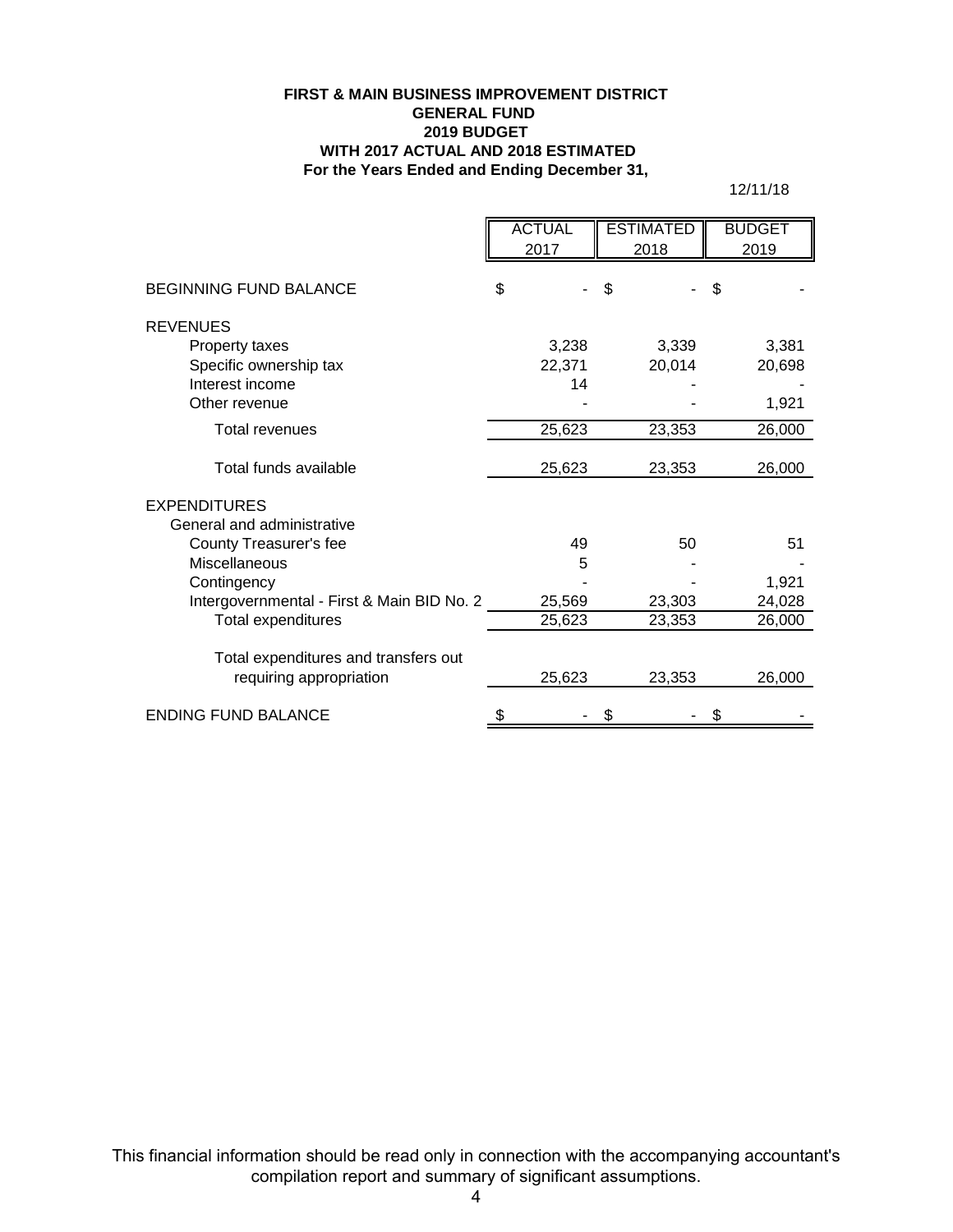**FIRST & MAIN BUSINESS IMPROVEMENT DISTRICT**
**GENERAL FUND**
**2019 BUDGET**
**WITH 2017 ACTUAL AND 2018 ESTIMATED**
**For the Years Ended and Ending December 31,**

12/11/18

| | ACTUAL 2017 | ESTIMATED 2018 | BUDGET 2019 |
|---|---|---|---|
| BEGINNING FUND BALANCE | $ - | $ - | $ - |
| REVENUES | | | |
| Property taxes | 3,238 | 3,339 | 3,381 |
| Specific ownership tax | 22,371 | 20,014 | 20,698 |
| Interest income | 14 | - | - |
| Other revenue | - | - | 1,921 |
| Total revenues | 25,623 | 23,353 | 26,000 |
| Total funds available | 25,623 | 23,353 | 26,000 |
| EXPENDITURES | | | |
| General and administrative | | | |
| County Treasurer's fee | 49 | 50 | 51 |
| Miscellaneous | 5 | - | - |
| Contingency | - | - | 1,921 |
| Intergovernmental - First & Main BID No. 2 | 25,569 | 23,303 | 24,028 |
| Total expenditures | 25,623 | 23,353 | 26,000 |
| Total expenditures and transfers out requiring appropriation | 25,623 | 23,353 | 26,000 |
| ENDING FUND BALANCE | $ - | $ - | $ - |

This financial information should be read only in connection with the accompanying accountant's compilation report and summary of significant assumptions.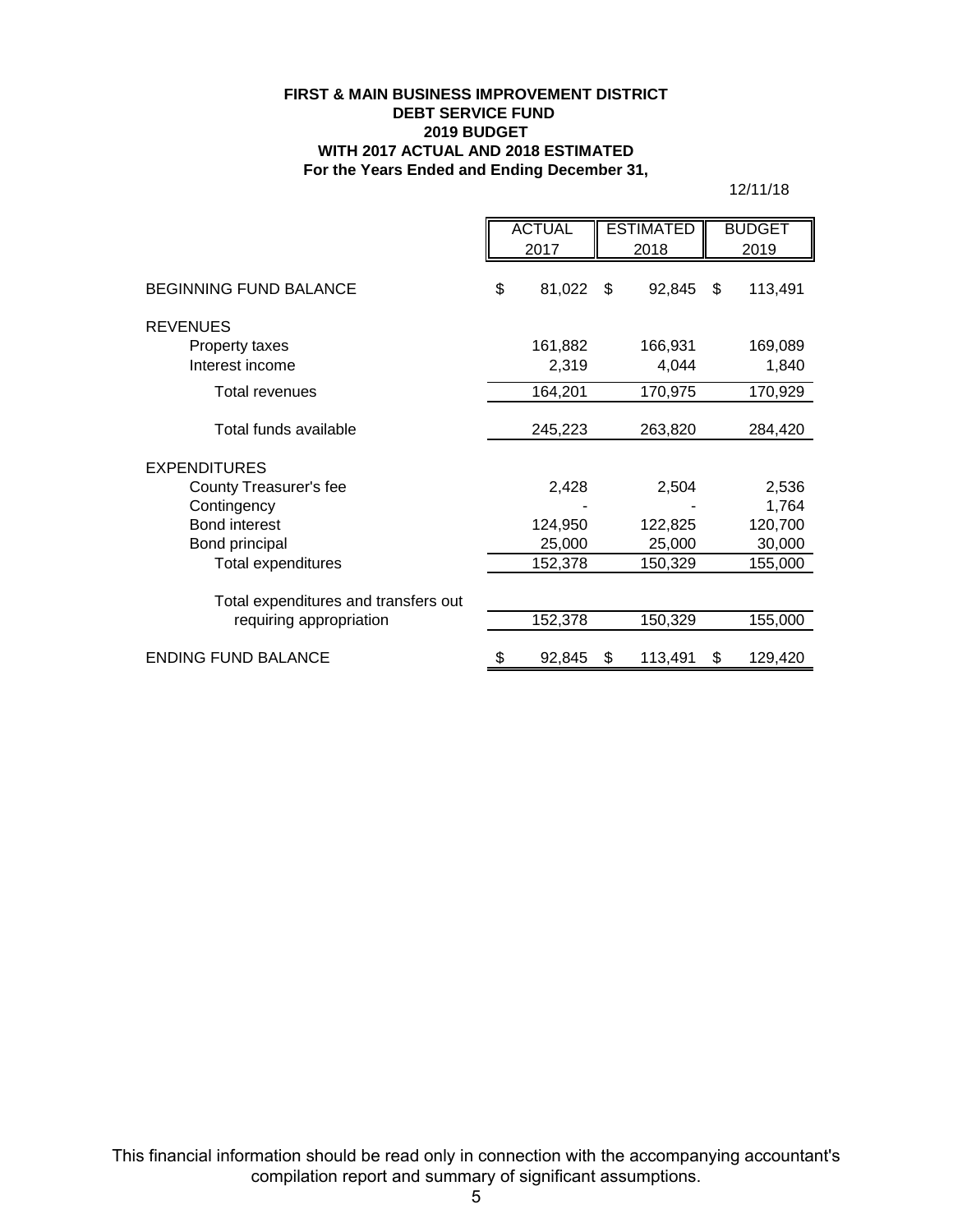**FIRST & MAIN BUSINESS IMPROVEMENT DISTRICT**
**DEBT SERVICE FUND**
**2019 BUDGET**
**WITH 2017 ACTUAL AND 2018 ESTIMATED**
**For the Years Ended and Ending December 31,**

12/11/18

| | ACTUAL 2017 | ESTIMATED 2018 | BUDGET 2019 |
|---|---|---|---|
| BEGINNING FUND BALANCE | $ 81,022 | $ 92,845 | $ 113,491 |
| REVENUES | | | |
| Property taxes | 161,882 | 166,931 | 169,089 |
| Interest income | 2,319 | 4,044 | 1,840 |
| Total revenues | 164,201 | 170,975 | 170,929 |
| Total funds available | 245,223 | 263,820 | 284,420 |
| EXPENDITURES | | | |
| County Treasurer's fee | 2,428 | 2,504 | 2,536 |
| Contingency | - | - | 1,764 |
| Bond interest | 124,950 | 122,825 | 120,700 |
| Bond principal | 25,000 | 25,000 | 30,000 |
| Total expenditures | 152,378 | 150,329 | 155,000 |
| Total expenditures and transfers out requiring appropriation | 152,378 | 150,329 | 155,000 |
| ENDING FUND BALANCE | $ 92,845 | $ 113,491 | $ 129,420 |

This financial information should be read only in connection with the accompanying accountant's compilation report and summary of significant assumptions.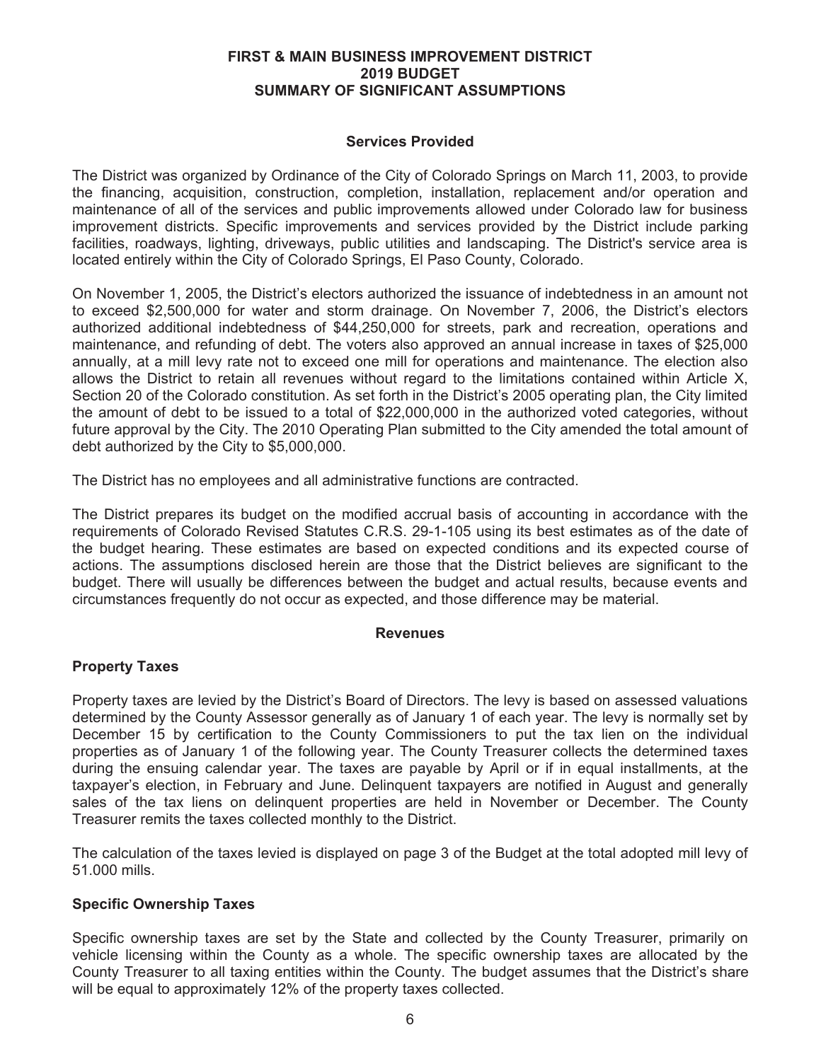# FIRST & MAIN BUSINESS IMPROVEMENT DISTRICT
# 2019 BUDGET
# SUMMARY OF SIGNIFICANT ASSUMPTIONS

### Services Provided

The District was organized by Ordinance of the City of Colorado Springs on March 11, 2003, to provide the financing, acquisition, construction, completion, installation, replacement and/or operation and maintenance of all of the services and public improvements allowed under Colorado law for business improvement districts. Specific improvements and services provided by the District include parking facilities, roadways, lighting, driveways, public utilities and landscaping. The District's service area is located entirely within the City of Colorado Springs, El Paso County, Colorado.

On November 1, 2005, the District's electors authorized the issuance of indebtedness in an amount not to exceed $2,500,000 for water and storm drainage. On November 7, 2006, the District's electors authorized additional indebtedness of $44,250,000 for streets, park and recreation, operations and maintenance, and refunding of debt. The voters also approved an annual increase in taxes of $25,000 annually, at a mill levy rate not to exceed one mill for operations and maintenance. The election also allows the District to retain all revenues without regard to the limitations contained within Article X, Section 20 of the Colorado constitution. As set forth in the District's 2005 operating plan, the City limited the amount of debt to be issued to a total of $22,000,000 in the authorized voted categories, without future approval by the City. The 2010 Operating Plan submitted to the City amended the total amount of debt authorized by the City to $5,000,000.

The District has no employees and all administrative functions are contracted.

The District prepares its budget on the modified accrual basis of accounting in accordance with the requirements of Colorado Revised Statutes C.R.S. 29-1-105 using its best estimates as of the date of the budget hearing. These estimates are based on expected conditions and its expected course of actions. The assumptions disclosed herein are those that the District believes are significant to the budget. There will usually be differences between the budget and actual results, because events and circumstances frequently do not occur as expected, and those difference may be material.

### Revenues

#### Property Taxes

Property taxes are levied by the District's Board of Directors. The levy is based on assessed valuations determined by the County Assessor generally as of January 1 of each year. The levy is normally set by December 15 by certification to the County Commissioners to put the tax lien on the individual properties as of January 1 of the following year. The County Treasurer collects the determined taxes during the ensuing calendar year. The taxes are payable by April or if in equal installments, at the taxpayer's election, in February and June. Delinquent taxpayers are notified in August and generally sales of the tax liens on delinquent properties are held in November or December. The County Treasurer remits the taxes collected monthly to the District.

The calculation of the taxes levied is displayed on page 3 of the Budget at the total adopted mill levy of 51.000 mills.

#### Specific Ownership Taxes

Specific ownership taxes are set by the State and collected by the County Treasurer, primarily on vehicle licensing within the County as a whole. The specific ownership taxes are allocated by the County Treasurer to all taxing entities within the County. The budget assumes that the District's share will be equal to approximately 12% of the property taxes collected.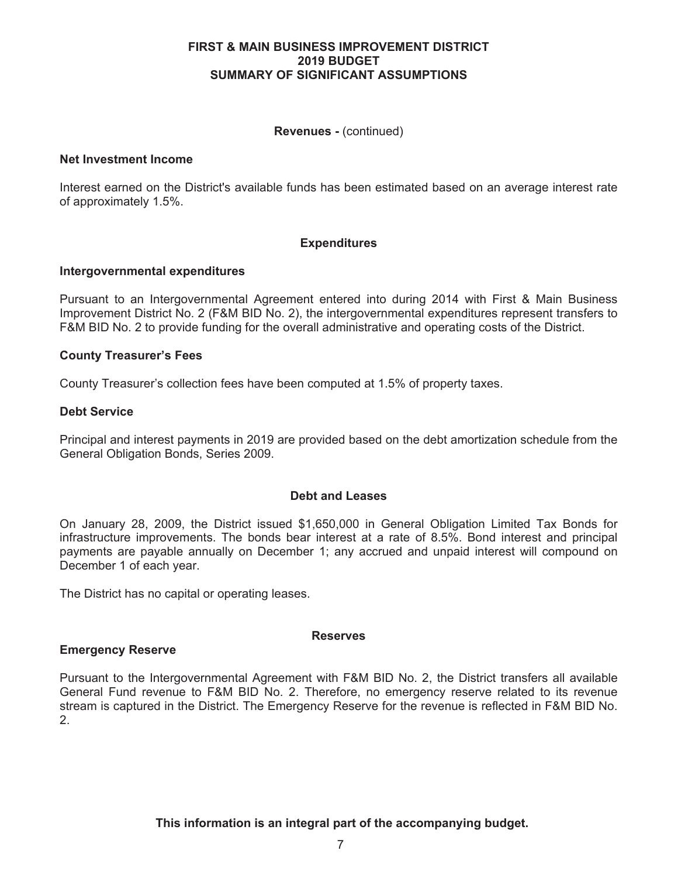# FIRST & MAIN BUSINESS IMPROVEMENT DISTRICT
## 2019 BUDGET
## SUMMARY OF SIGNIFICANT ASSUMPTIONS

### Revenues - (continued)

**Net Investment Income**

Interest earned on the District's available funds has been estimated based on an average interest rate of approximately 1.5%.

### Expenditures

**Intergovernmental expenditures**

Pursuant to an Intergovernmental Agreement entered into during 2014 with First & Main Business Improvement District No. 2 (F&M BID No. 2), the intergovernmental expenditures represent transfers to F&M BID No. 2 to provide funding for the overall administrative and operating costs of the District.

**County Treasurer's Fees**

County Treasurer's collection fees have been computed at 1.5% of property taxes.

**Debt Service**

Principal and interest payments in 2019 are provided based on the debt amortization schedule from the General Obligation Bonds, Series 2009.

### Debt and Leases

On January 28, 2009, the District issued $1,650,000 in General Obligation Limited Tax Bonds for infrastructure improvements. The bonds bear interest at a rate of 8.5%. Bond interest and principal payments are payable annually on December 1; any accrued and unpaid interest will compound on December 1 of each year.

The District has no capital or operating leases.

### Reserves

**Emergency Reserve**

Pursuant to the Intergovernmental Agreement with F&M BID No. 2, the District transfers all available General Fund revenue to F&M BID No. 2. Therefore, no emergency reserve related to its revenue stream is captured in the District. The Emergency Reserve for the revenue is reflected in F&M BID No. 2.

**This information is an integral part of the accompanying budget.**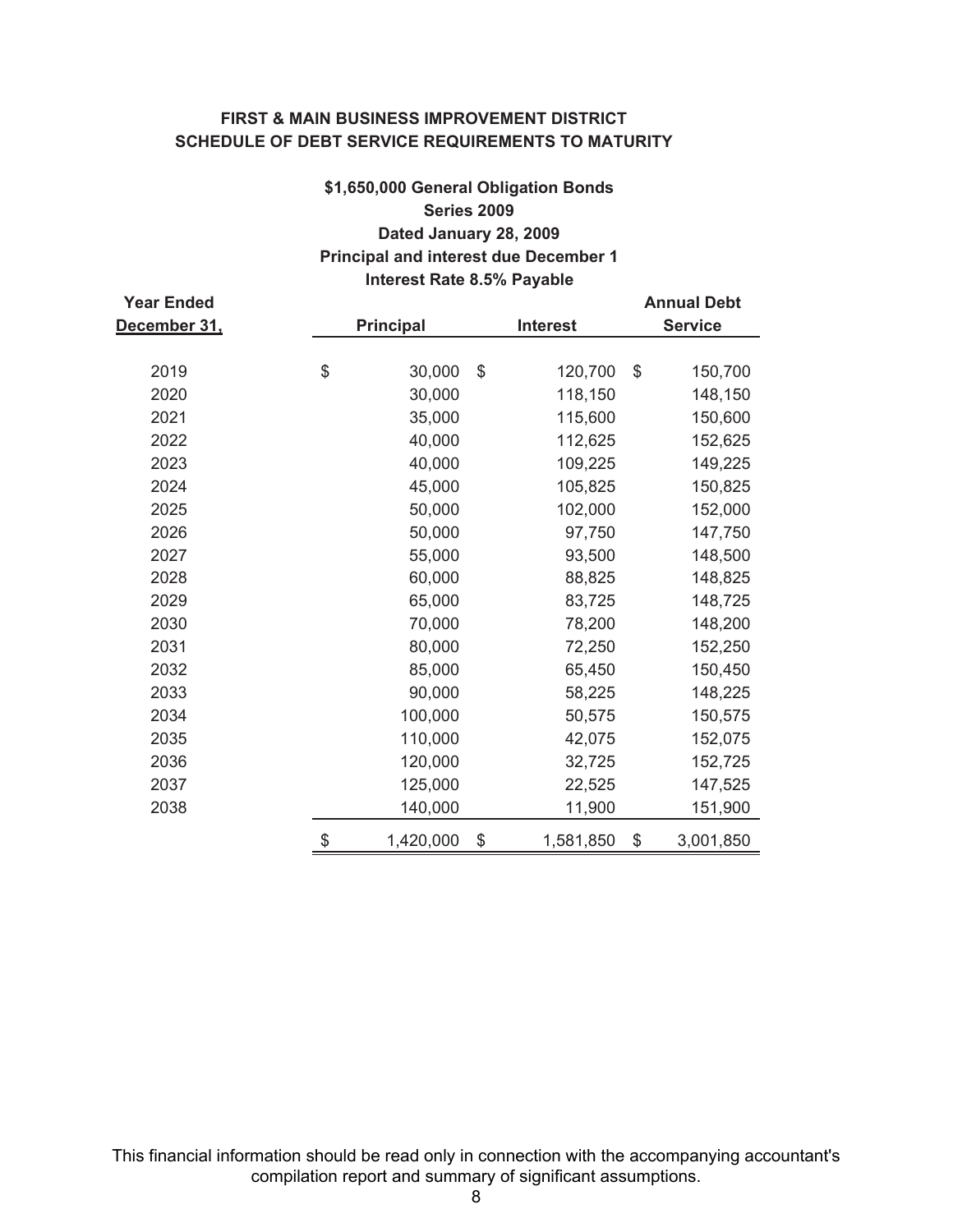**FIRST & MAIN BUSINESS IMPROVEMENT DISTRICT**
**SCHEDULE OF DEBT SERVICE REQUIREMENTS TO MATURITY**

**$1,650,000 General Obligation Bonds**
**Series 2009**
**Dated January 28, 2009**
**Principal and interest due December 1**
**Interest Rate 8.5% Payable**

| Year Ended December 31, | Principal | Interest | Annual Debt Service |
|---|---|---|---|
| 2019 | $ 30,000 | $ 120,700 | $ 150,700 |
| 2020 | 30,000 | 118,150 | 148,150 |
| 2021 | 35,000 | 115,600 | 150,600 |
| 2022 | 40,000 | 112,625 | 152,625 |
| 2023 | 40,000 | 109,225 | 149,225 |
| 2024 | 45,000 | 105,825 | 150,825 |
| 2025 | 50,000 | 102,000 | 152,000 |
| 2026 | 50,000 | 97,750 | 147,750 |
| 2027 | 55,000 | 93,500 | 148,500 |
| 2028 | 60,000 | 88,825 | 148,825 |
| 2029 | 65,000 | 83,725 | 148,725 |
| 2030 | 70,000 | 78,200 | 148,200 |
| 2031 | 80,000 | 72,250 | 152,250 |
| 2032 | 85,000 | 65,450 | 150,450 |
| 2033 | 90,000 | 58,225 | 148,225 |
| 2034 | 100,000 | 50,575 | 150,575 |
| 2035 | 110,000 | 42,075 | 152,075 |
| 2036 | 120,000 | 32,725 | 152,725 |
| 2037 | 125,000 | 22,525 | 147,525 |
| 2038 | 140,000 | 11,900 | 151,900 |
| | $ 1,420,000 | $ 1,581,850 | $ 3,001,850 |

This financial information should be read only in connection with the accompanying accountant's compilation report and summary of significant assumptions.